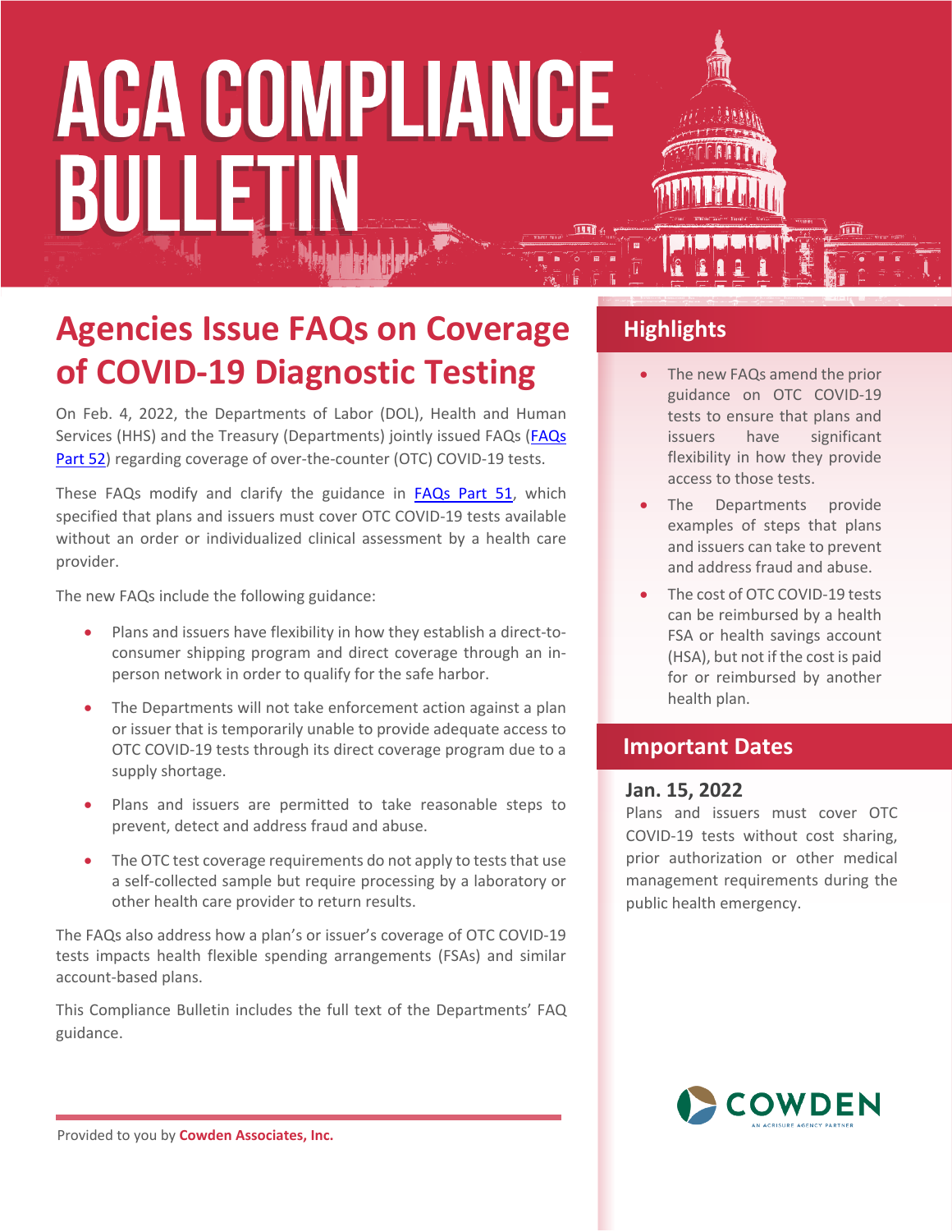# ACA COMPLIANCE BULLETIN

## Agencies Issue FAQs on Coverage of COVID-19 Diagnostic Testing

On Feb. 4, 2022, the Departments of Labor (DOL), Health and Human Services (HHS) and the Treasury (Departments) jointly issued FAQs (FAQs Part 52) regarding coverage of over-the-counter (OTC) COVID-19 tests.

These FAQs modify and clarify the guidance in FAQs Part 51, which specified that plans and issuers must cover OTC COVID-19 tests available without an order or individualized clinical assessment by a health care provider.

The new FAQs include the following guidance:

- Plans and issuers have flexibility in how they establish a direct-to-consumer shipping program and direct coverage through an in-person network in order to qualify for the safe harbor.
- The Departments will not take enforcement action against a plan or issuer that is temporarily unable to provide adequate access to OTC COVID-19 tests through its direct coverage program due to a supply shortage.
- Plans and issuers are permitted to take reasonable steps to prevent, detect and address fraud and abuse.
- The OTC test coverage requirements do not apply to tests that use a self-collected sample but require processing by a laboratory or other health care provider to return results.

The FAQs also address how a plan's or issuer's coverage of OTC COVID-19 tests impacts health flexible spending arrangements (FSAs) and similar account-based plans.

This Compliance Bulletin includes the full text of the Departments' FAQ guidance.

### Highlights

- The new FAQs amend the prior guidance on OTC COVID-19 tests to ensure that plans and issuers have significant flexibility in how they provide access to those tests.
- The Departments provide examples of steps that plans and issuers can take to prevent and address fraud and abuse.
- The cost of OTC COVID-19 tests can be reimbursed by a health FSA or health savings account (HSA), but not if the cost is paid for or reimbursed by another health plan.

### Important Dates

**Jan. 15, 2022**

Plans and issuers must cover OTC COVID-19 tests without cost sharing, prior authorization or other medical management requirements during the public health emergency.

Provided to you by **Cowden Associates, Inc.**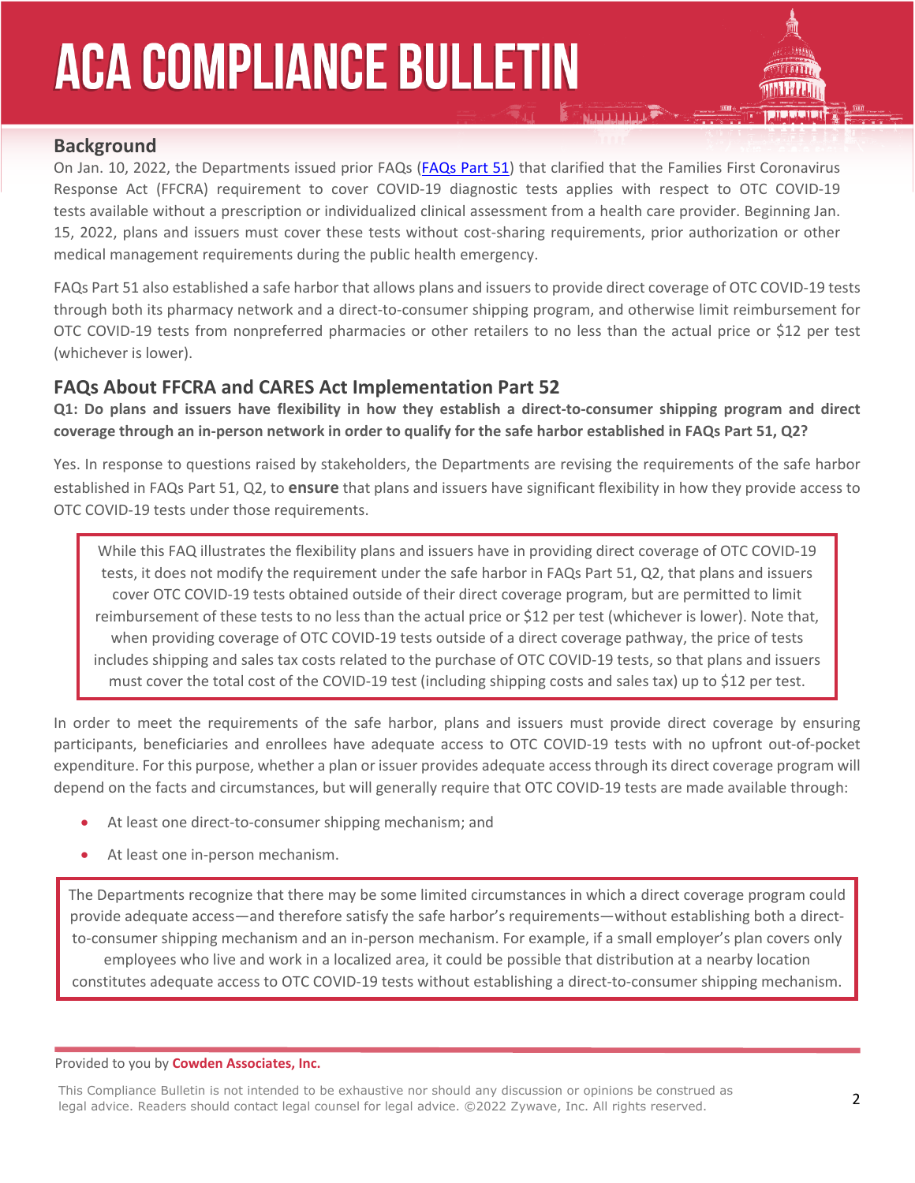## Background

On Jan. 10, 2022, the Departments issued prior FAQs (FAQs Part 51) that clarified that the Families First Coronavirus Response Act (FFCRA) requirement to cover COVID-19 diagnostic tests applies with respect to OTC COVID-19 tests available without a prescription or individualized clinical assessment from a health care provider. Beginning Jan. 15, 2022, plans and issuers must cover these tests without cost-sharing requirements, prior authorization or other medical management requirements during the public health emergency.

FAQs Part 51 also established a safe harbor that allows plans and issuers to provide direct coverage of OTC COVID-19 tests through both its pharmacy network and a direct-to-consumer shipping program, and otherwise limit reimbursement for OTC COVID-19 tests from nonpreferred pharmacies or other retailers to no less than the actual price or $12 per test (whichever is lower).

## FAQs About FFCRA and CARES Act Implementation Part 52

**Q1: Do plans and issuers have flexibility in how they establish a direct-to-consumer shipping program and direct coverage through an in-person network in order to qualify for the safe harbor established in FAQs Part 51, Q2?**

Yes. In response to questions raised by stakeholders, the Departments are revising the requirements of the safe harbor established in FAQs Part 51, Q2, to **ensure** that plans and issuers have significant flexibility in how they provide access to OTC COVID-19 tests under those requirements.

> While this FAQ illustrates the flexibility plans and issuers have in providing direct coverage of OTC COVID-19 tests, it does not modify the requirement under the safe harbor in FAQs Part 51, Q2, that plans and issuers cover OTC COVID-19 tests obtained outside of their direct coverage program, but are permitted to limit reimbursement of these tests to no less than the actual price or $12 per test (whichever is lower). Note that, when providing coverage of OTC COVID-19 tests outside of a direct coverage pathway, the price of tests includes shipping and sales tax costs related to the purchase of OTC COVID-19 tests, so that plans and issuers must cover the total cost of the COVID-19 test (including shipping costs and sales tax) up to $12 per test.

In order to meet the requirements of the safe harbor, plans and issuers must provide direct coverage by ensuring participants, beneficiaries and enrollees have adequate access to OTC COVID-19 tests with no upfront out-of-pocket expenditure. For this purpose, whether a plan or issuer provides adequate access through its direct coverage program will depend on the facts and circumstances, but will generally require that OTC COVID-19 tests are made available through:

- At least one direct-to-consumer shipping mechanism; and
- At least one in-person mechanism.

> The Departments recognize that there may be some limited circumstances in which a direct coverage program could provide adequate access—and therefore satisfy the safe harbor's requirements—without establishing both a direct-to-consumer shipping mechanism and an in-person mechanism. For example, if a small employer's plan covers only employees who live and work in a localized area, it could be possible that distribution at a nearby location constitutes adequate access to OTC COVID-19 tests without establishing a direct-to-consumer shipping mechanism.

Provided to you by **Cowden Associates, Inc.**

This Compliance Bulletin is not intended to be exhaustive nor should any discussion or opinions be construed as legal advice. Readers should contact legal counsel for legal advice. ©2022 Zywave, Inc. All rights reserved.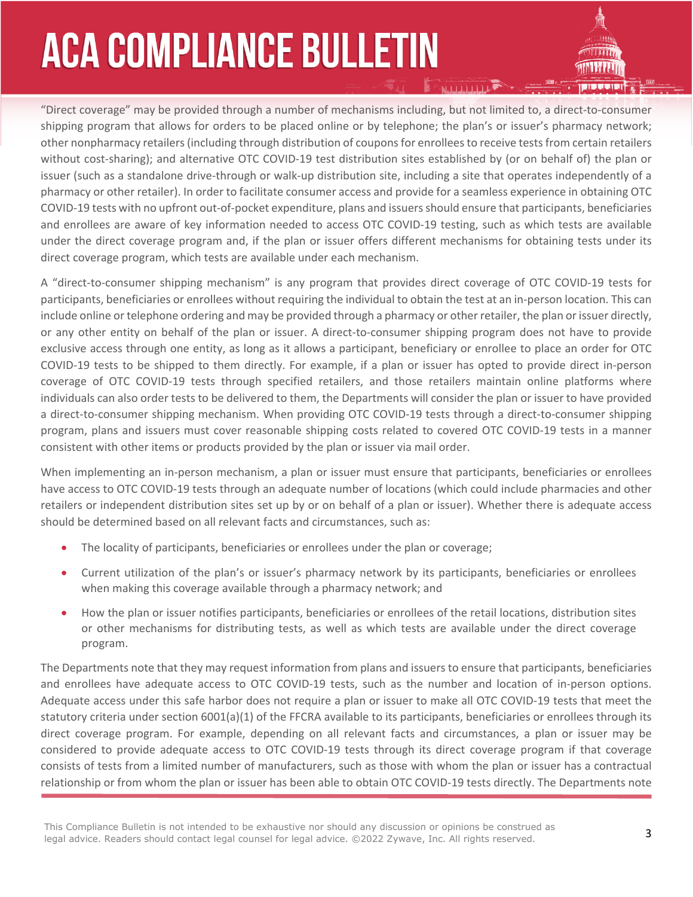"Direct coverage" may be provided through a number of mechanisms including, but not limited to, a direct-to-consumer shipping program that allows for orders to be placed online or by telephone; the plan's or issuer's pharmacy network; other nonpharmacy retailers (including through distribution of coupons for enrollees to receive tests from certain retailers without cost-sharing); and alternative OTC COVID-19 test distribution sites established by (or on behalf of) the plan or issuer (such as a standalone drive-through or walk-up distribution site, including a site that operates independently of a pharmacy or other retailer). In order to facilitate consumer access and provide for a seamless experience in obtaining OTC COVID-19 tests with no upfront out-of-pocket expenditure, plans and issuers should ensure that participants, beneficiaries and enrollees are aware of key information needed to access OTC COVID-19 testing, such as which tests are available under the direct coverage program and, if the plan or issuer offers different mechanisms for obtaining tests under its direct coverage program, which tests are available under each mechanism.

A "direct-to-consumer shipping mechanism" is any program that provides direct coverage of OTC COVID-19 tests for participants, beneficiaries or enrollees without requiring the individual to obtain the test at an in-person location. This can include online or telephone ordering and may be provided through a pharmacy or other retailer, the plan or issuer directly, or any other entity on behalf of the plan or issuer. A direct-to-consumer shipping program does not have to provide exclusive access through one entity, as long as it allows a participant, beneficiary or enrollee to place an order for OTC COVID-19 tests to be shipped to them directly. For example, if a plan or issuer has opted to provide direct in-person coverage of OTC COVID-19 tests through specified retailers, and those retailers maintain online platforms where individuals can also order tests to be delivered to them, the Departments will consider the plan or issuer to have provided a direct-to-consumer shipping mechanism. When providing OTC COVID-19 tests through a direct-to-consumer shipping program, plans and issuers must cover reasonable shipping costs related to covered OTC COVID-19 tests in a manner consistent with other items or products provided by the plan or issuer via mail order.

When implementing an in-person mechanism, a plan or issuer must ensure that participants, beneficiaries or enrollees have access to OTC COVID-19 tests through an adequate number of locations (which could include pharmacies and other retailers or independent distribution sites set up by or on behalf of a plan or issuer). Whether there is adequate access should be determined based on all relevant facts and circumstances, such as:

- The locality of participants, beneficiaries or enrollees under the plan or coverage;
- Current utilization of the plan's or issuer's pharmacy network by its participants, beneficiaries or enrollees when making this coverage available through a pharmacy network; and
- How the plan or issuer notifies participants, beneficiaries or enrollees of the retail locations, distribution sites or other mechanisms for distributing tests, as well as which tests are available under the direct coverage program.

The Departments note that they may request information from plans and issuers to ensure that participants, beneficiaries and enrollees have adequate access to OTC COVID-19 tests, such as the number and location of in-person options. Adequate access under this safe harbor does not require a plan or issuer to make all OTC COVID-19 tests that meet the statutory criteria under section 6001(a)(1) of the FFCRA available to its participants, beneficiaries or enrollees through its direct coverage program. For example, depending on all relevant facts and circumstances, a plan or issuer may be considered to provide adequate access to OTC COVID-19 tests through its direct coverage program if that coverage consists of tests from a limited number of manufacturers, such as those with whom the plan or issuer has a contractual relationship or from whom the plan or issuer has been able to obtain OTC COVID-19 tests directly. The Departments note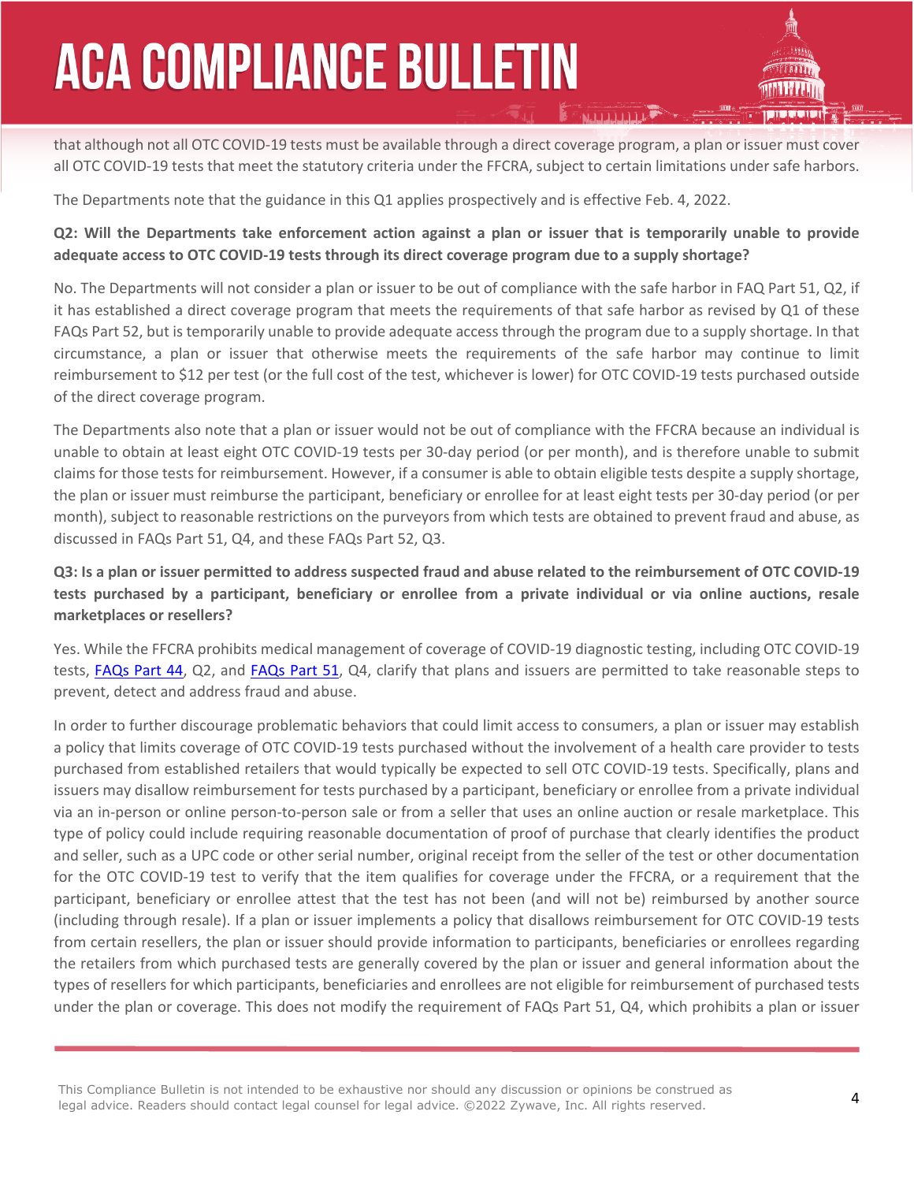that although not all OTC COVID-19 tests must be available through a direct coverage program, a plan or issuer must cover all OTC COVID-19 tests that meet the statutory criteria under the FFCRA, subject to certain limitations under safe harbors.

The Departments note that the guidance in this Q1 applies prospectively and is effective Feb. 4, 2022.

**Q2: Will the Departments take enforcement action against a plan or issuer that is temporarily unable to provide adequate access to OTC COVID-19 tests through its direct coverage program due to a supply shortage?**

No. The Departments will not consider a plan or issuer to be out of compliance with the safe harbor in FAQ Part 51, Q2, if it has established a direct coverage program that meets the requirements of that safe harbor as revised by Q1 of these FAQs Part 52, but is temporarily unable to provide adequate access through the program due to a supply shortage. In that circumstance, a plan or issuer that otherwise meets the requirements of the safe harbor may continue to limit reimbursement to $12 per test (or the full cost of the test, whichever is lower) for OTC COVID-19 tests purchased outside of the direct coverage program.

The Departments also note that a plan or issuer would not be out of compliance with the FFCRA because an individual is unable to obtain at least eight OTC COVID-19 tests per 30-day period (or per month), and is therefore unable to submit claims for those tests for reimbursement. However, if a consumer is able to obtain eligible tests despite a supply shortage, the plan or issuer must reimburse the participant, beneficiary or enrollee for at least eight tests per 30-day period (or per month), subject to reasonable restrictions on the purveyors from which tests are obtained to prevent fraud and abuse, as discussed in FAQs Part 51, Q4, and these FAQs Part 52, Q3.

**Q3: Is a plan or issuer permitted to address suspected fraud and abuse related to the reimbursement of OTC COVID-19 tests purchased by a participant, beneficiary or enrollee from a private individual or via online auctions, resale marketplaces or resellers?**

Yes. While the FFCRA prohibits medical management of coverage of COVID-19 diagnostic testing, including OTC COVID-19 tests, FAQs Part 44, Q2, and FAQs Part 51, Q4, clarify that plans and issuers are permitted to take reasonable steps to prevent, detect and address fraud and abuse.

In order to further discourage problematic behaviors that could limit access to consumers, a plan or issuer may establish a policy that limits coverage of OTC COVID-19 tests purchased without the involvement of a health care provider to tests purchased from established retailers that would typically be expected to sell OTC COVID-19 tests. Specifically, plans and issuers may disallow reimbursement for tests purchased by a participant, beneficiary or enrollee from a private individual via an in-person or online person-to-person sale or from a seller that uses an online auction or resale marketplace. This type of policy could include requiring reasonable documentation of proof of purchase that clearly identifies the product and seller, such as a UPC code or other serial number, original receipt from the seller of the test or other documentation for the OTC COVID-19 test to verify that the item qualifies for coverage under the FFCRA, or a requirement that the participant, beneficiary or enrollee attest that the test has not been (and will not be) reimbursed by another source (including through resale). If a plan or issuer implements a policy that disallows reimbursement for OTC COVID-19 tests from certain resellers, the plan or issuer should provide information to participants, beneficiaries or enrollees regarding the retailers from which purchased tests are generally covered by the plan or issuer and general information about the types of resellers for which participants, beneficiaries and enrollees are not eligible for reimbursement of purchased tests under the plan or coverage. This does not modify the requirement of FAQs Part 51, Q4, which prohibits a plan or issuer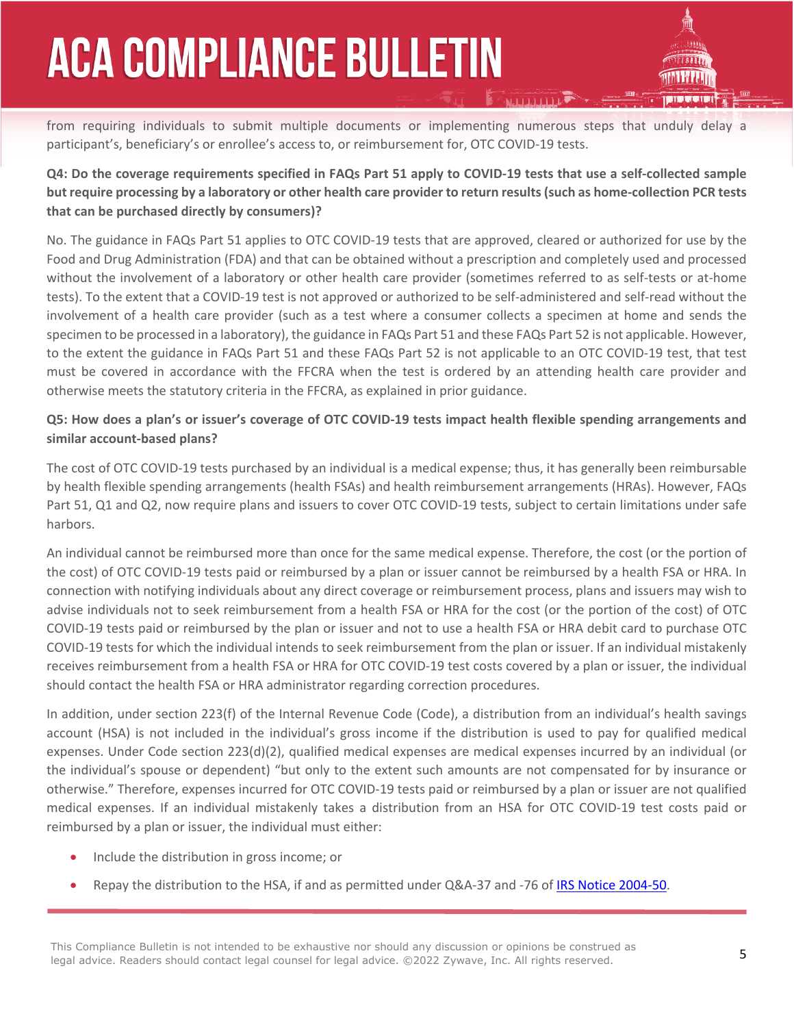from requiring individuals to submit multiple documents or implementing numerous steps that unduly delay a participant's, beneficiary's or enrollee's access to, or reimbursement for, OTC COVID-19 tests.

**Q4: Do the coverage requirements specified in FAQs Part 51 apply to COVID-19 tests that use a self-collected sample but require processing by a laboratory or other health care provider to return results (such as home-collection PCR tests that can be purchased directly by consumers)?**

No. The guidance in FAQs Part 51 applies to OTC COVID-19 tests that are approved, cleared or authorized for use by the Food and Drug Administration (FDA) and that can be obtained without a prescription and completely used and processed without the involvement of a laboratory or other health care provider (sometimes referred to as self-tests or at-home tests). To the extent that a COVID-19 test is not approved or authorized to be self-administered and self-read without the involvement of a health care provider (such as a test where a consumer collects a specimen at home and sends the specimen to be processed in a laboratory), the guidance in FAQs Part 51 and these FAQs Part 52 is not applicable. However, to the extent the guidance in FAQs Part 51 and these FAQs Part 52 is not applicable to an OTC COVID-19 test, that test must be covered in accordance with the FFCRA when the test is ordered by an attending health care provider and otherwise meets the statutory criteria in the FFCRA, as explained in prior guidance.

**Q5: How does a plan's or issuer's coverage of OTC COVID-19 tests impact health flexible spending arrangements and similar account-based plans?**

The cost of OTC COVID-19 tests purchased by an individual is a medical expense; thus, it has generally been reimbursable by health flexible spending arrangements (health FSAs) and health reimbursement arrangements (HRAs). However, FAQs Part 51, Q1 and Q2, now require plans and issuers to cover OTC COVID-19 tests, subject to certain limitations under safe harbors.

An individual cannot be reimbursed more than once for the same medical expense. Therefore, the cost (or the portion of the cost) of OTC COVID-19 tests paid or reimbursed by a plan or issuer cannot be reimbursed by a health FSA or HRA. In connection with notifying individuals about any direct coverage or reimbursement process, plans and issuers may wish to advise individuals not to seek reimbursement from a health FSA or HRA for the cost (or the portion of the cost) of OTC COVID-19 tests paid or reimbursed by the plan or issuer and not to use a health FSA or HRA debit card to purchase OTC COVID-19 tests for which the individual intends to seek reimbursement from the plan or issuer. If an individual mistakenly receives reimbursement from a health FSA or HRA for OTC COVID-19 test costs covered by a plan or issuer, the individual should contact the health FSA or HRA administrator regarding correction procedures.

In addition, under section 223(f) of the Internal Revenue Code (Code), a distribution from an individual's health savings account (HSA) is not included in the individual's gross income if the distribution is used to pay for qualified medical expenses. Under Code section 223(d)(2), qualified medical expenses are medical expenses incurred by an individual (or the individual's spouse or dependent) "but only to the extent such amounts are not compensated for by insurance or otherwise." Therefore, expenses incurred for OTC COVID-19 tests paid or reimbursed by a plan or issuer are not qualified medical expenses. If an individual mistakenly takes a distribution from an HSA for OTC COVID-19 test costs paid or reimbursed by a plan or issuer, the individual must either:

- Include the distribution in gross income; or
- Repay the distribution to the HSA, if and as permitted under Q&A-37 and -76 of IRS Notice 2004-50.

This Compliance Bulletin is not intended to be exhaustive nor should any discussion or opinions be construed as legal advice. Readers should contact legal counsel for legal advice. ©2022 Zywave, Inc. All rights reserved.